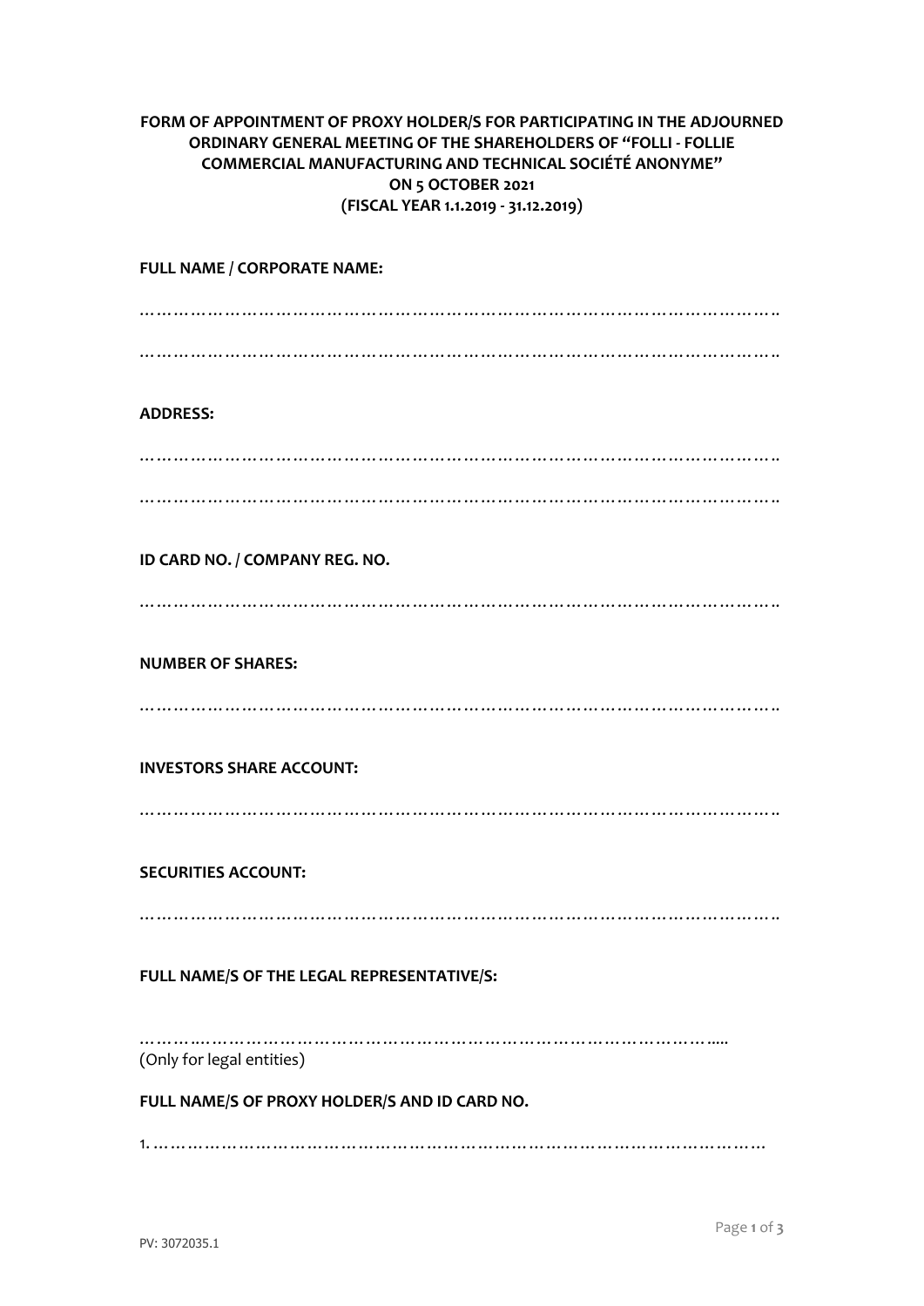**FORM OF APPOINTMENT OF PROXY HOLDER/S FOR PARTICIPATING IN THE ADJOURNED ORDINARY GENERAL MEETING OF THE SHAREHOLDERS OF "FOLLI - FOLLIE COMMERCIAL MANUFACTURING AND TECHNICAL SOCIÉTÉ ANONYME" ON 5 OCTOBER 2021 (FISCAL YEAR 1.1.2019 - 31.12.2019)**

**FULL NAME / CORPORATE NAME:**

……………………………………………………………………………………………….

……………………………………………………………………………………………….

**ADDRESS:**

……………………………………………………………………………………………….

……………………………………………………………………………………………….

**ID CARD NO. / COMPANY REG. NO.**

……………………………………………………………………………………………….

**NUMBER OF SHARES:**

……………………………………………………………………………………………….

**INVESTORS SHARE ACCOUNT:**

……………………………………………………………………………………………….

**SECURITIES ACCOUNT:**

……………………………………………………………………………………………….

**FULL NAME/S OF THE LEGAL REPRESENTATIVE/S:**

…………………………………………………………………………………………..
(Only for legal entities)

**FULL NAME/S OF PROXY HOLDER/S AND ID CARD NO.**

1. ………………………………………………………………………………………………

PV: 3072035.1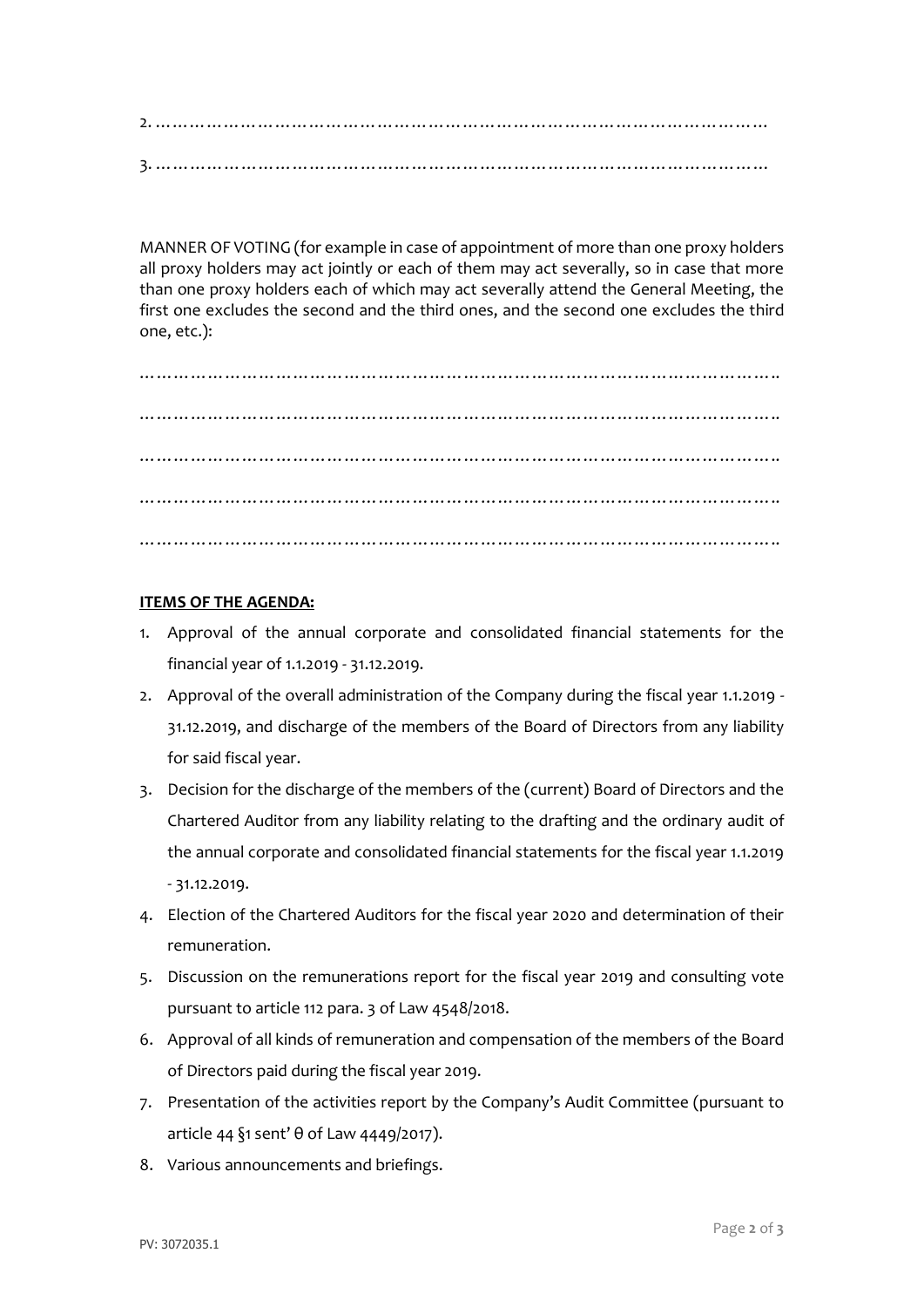2. ………………………………………………………………………………………………

3. ………………………………………………………………………………………………

MANNER OF VOTING (for example in case of appointment of more than one proxy holders all proxy holders may act jointly or each of them may act severally, so in case that more than one proxy holders each of which may act severally attend the General Meeting, the first one excludes the second and the third ones, and the second one excludes the third one, etc.):

…………………………………………………………………………………………………..

…………………………………………………………………………………………………..

…………………………………………………………………………………………………..

…………………………………………………………………………………………………..

…………………………………………………………………………………………………..

**ITEMS OF THE AGENDA:**

1. Approval of the annual corporate and consolidated financial statements for the financial year of 1.1.2019 - 31.12.2019.
2. Approval of the overall administration of the Company during the fiscal year 1.1.2019 - 31.12.2019, and discharge of the members of the Board of Directors from any liability for said fiscal year.
3. Decision for the discharge of the members of the (current) Board of Directors and the Chartered Auditor from any liability relating to the drafting and the ordinary audit of the annual corporate and consolidated financial statements for the fiscal year 1.1.2019 - 31.12.2019.
4. Election of the Chartered Auditors for the fiscal year 2020 and determination of their remuneration.
5. Discussion on the remunerations report for the fiscal year 2019 and consulting vote pursuant to article 112 para. 3 of Law 4548/2018.
6. Approval of all kinds of remuneration and compensation of the members of the Board of Directors paid during the fiscal year 2019.
7. Presentation of the activities report by the Company's Audit Committee (pursuant to article 44 §1 sent' θ of Law 4449/2017).
8. Various announcements and briefings.

PV: 3072035.1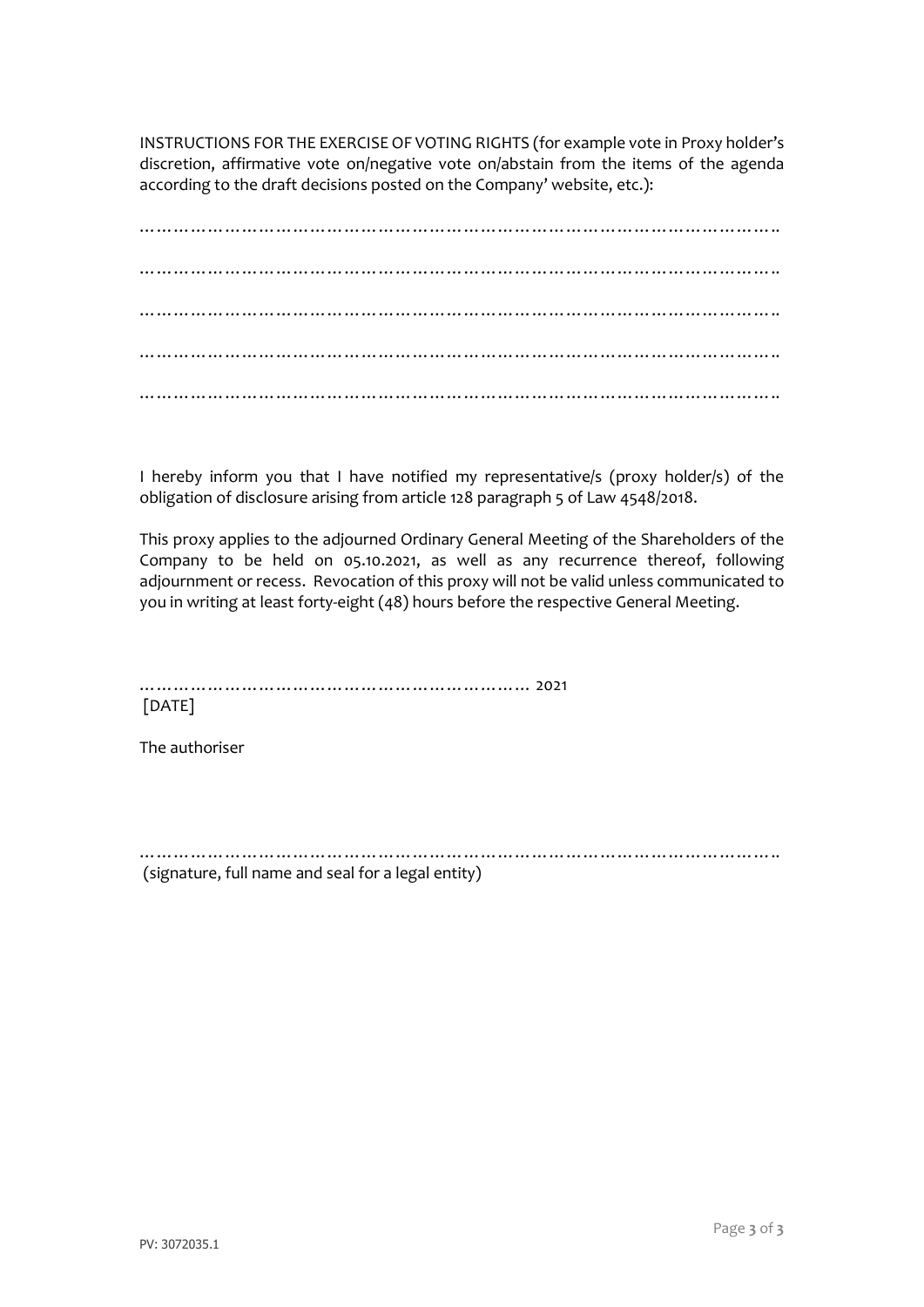INSTRUCTIONS FOR THE EXERCISE OF VOTING RIGHTS (for example vote in Proxy holder's discretion, affirmative vote on/negative vote on/abstain from the items of the agenda according to the draft decisions posted on the Company' website, etc.):

…………………………………………………………………………………………………

…………………………………………………………………………………………………

…………………………………………………………………………………………………

…………………………………………………………………………………………………

…………………………………………………………………………………………………

I hereby inform you that I have notified my representative/s (proxy holder/s) of the obligation of disclosure arising from article 128 paragraph 5 of Law 4548/2018.

This proxy applies to the adjourned Ordinary General Meeting of the Shareholders of the Company to be held on 05.10.2021, as well as any recurrence thereof, following adjournment or recess. Revocation of this proxy will not be valid unless communicated to you in writing at least forty-eight (48) hours before the respective General Meeting.

…………………………………………………………… 2021
[DATE]

The authoriser

…………………………………………………………………………………………………
(signature, full name and seal for a legal entity)

PV: 3072035.1